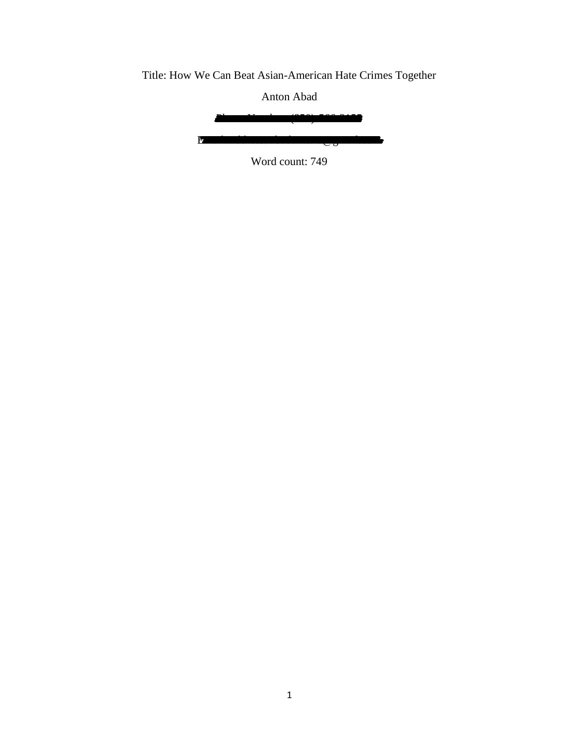Title: How We Can Beat Asian-American Hate Crimes Together

Anton Abad

Word count: 749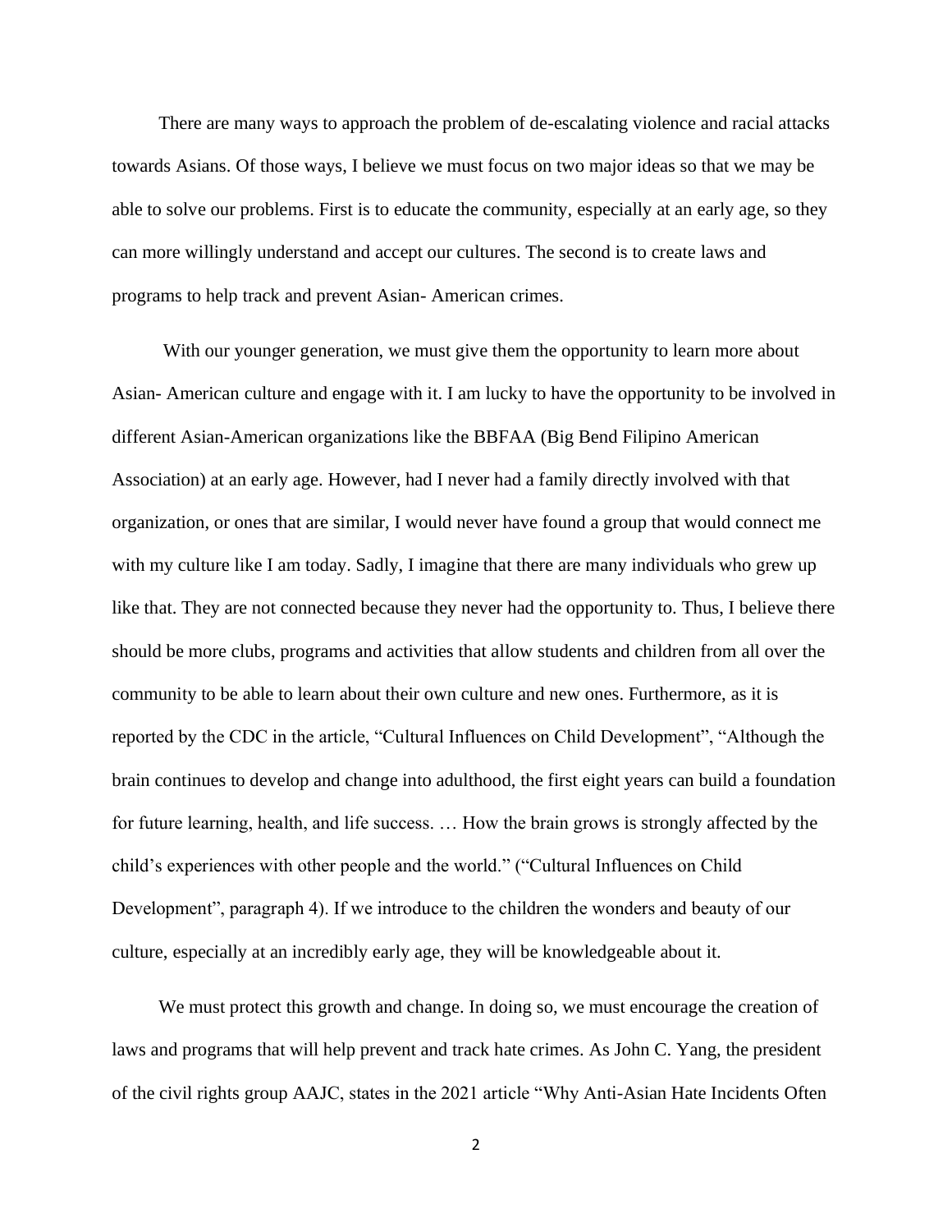There are many ways to approach the problem of de-escalating violence and racial attacks towards Asians. Of those ways, I believe we must focus on two major ideas so that we may be able to solve our problems. First is to educate the community, especially at an early age, so they can more willingly understand and accept our cultures. The second is to create laws and programs to help track and prevent Asian- American crimes.

With our younger generation, we must give them the opportunity to learn more about Asian- American culture and engage with it. I am lucky to have the opportunity to be involved in different Asian-American organizations like the BBFAA (Big Bend Filipino American Association) at an early age. However, had I never had a family directly involved with that organization, or ones that are similar, I would never have found a group that would connect me with my culture like I am today. Sadly, I imagine that there are many individuals who grew up like that. They are not connected because they never had the opportunity to. Thus, I believe there should be more clubs, programs and activities that allow students and children from all over the community to be able to learn about their own culture and new ones. Furthermore, as it is reported by the CDC in the article, "Cultural Influences on Child Development", "Although the brain continues to develop and change into adulthood, the first eight years can build a foundation for future learning, health, and life success. … How the brain grows is strongly affected by the child's experiences with other people and the world." ("Cultural Influences on Child Development", paragraph 4). If we introduce to the children the wonders and beauty of our culture, especially at an incredibly early age, they will be knowledgeable about it.

We must protect this growth and change. In doing so, we must encourage the creation of laws and programs that will help prevent and track hate crimes. As John C. Yang, the president of the civil rights group AAJC, states in the 2021 article "Why Anti-Asian Hate Incidents Often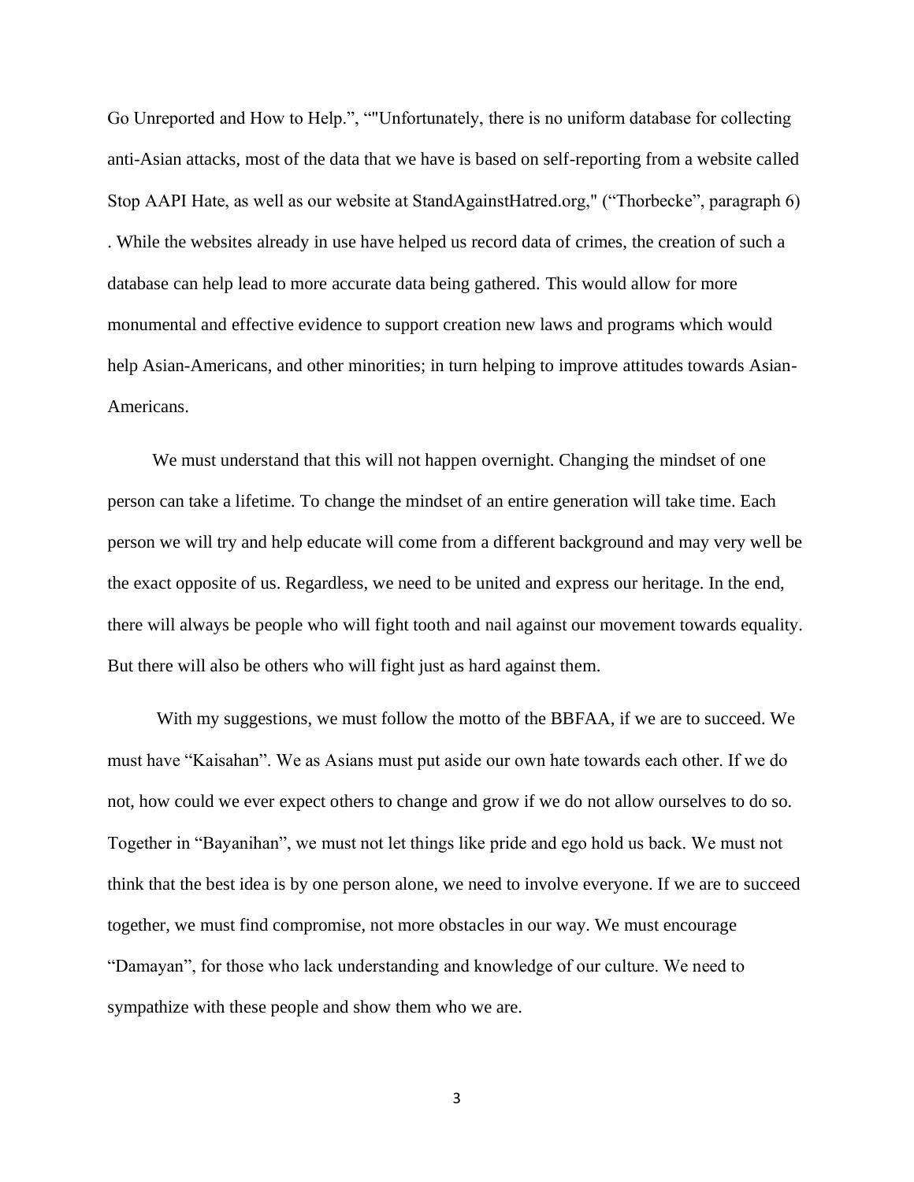Go Unreported and How to Help.", ""Unfortunately, there is no uniform database for collecting anti-Asian attacks, most of the data that we have is based on self-reporting from a website called Stop AAPI Hate, as well as our website at StandAgainstHatred.org," ("Thorbecke", paragraph 6) . While the websites already in use have helped us record data of crimes, the creation of such a database can help lead to more accurate data being gathered. This would allow for more monumental and effective evidence to support creation new laws and programs which would help Asian-Americans, and other minorities; in turn helping to improve attitudes towards Asian-Americans.

We must understand that this will not happen overnight. Changing the mindset of one person can take a lifetime. To change the mindset of an entire generation will take time. Each person we will try and help educate will come from a different background and may very well be the exact opposite of us. Regardless, we need to be united and express our heritage. In the end, there will always be people who will fight tooth and nail against our movement towards equality. But there will also be others who will fight just as hard against them.

With my suggestions, we must follow the motto of the BBFAA, if we are to succeed. We must have "Kaisahan". We as Asians must put aside our own hate towards each other. If we do not, how could we ever expect others to change and grow if we do not allow ourselves to do so. Together in "Bayanihan", we must not let things like pride and ego hold us back. We must not think that the best idea is by one person alone, we need to involve everyone. If we are to succeed together, we must find compromise, not more obstacles in our way. We must encourage "Damayan", for those who lack understanding and knowledge of our culture. We need to sympathize with these people and show them who we are.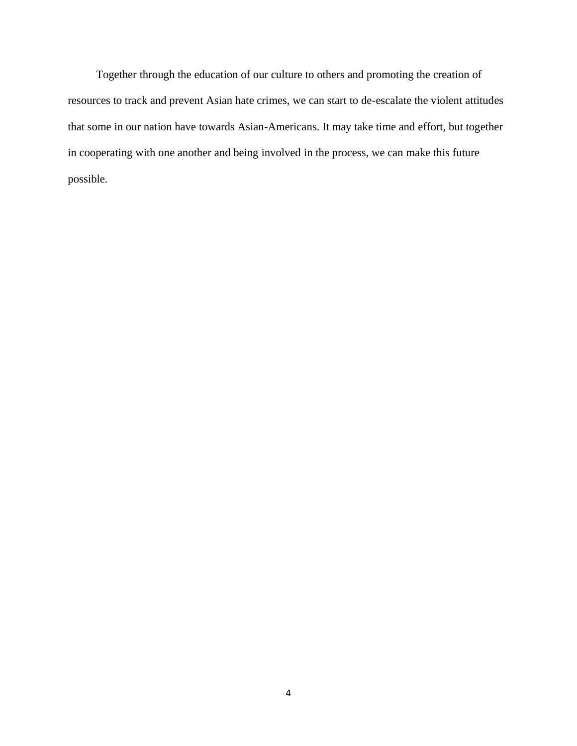Together through the education of our culture to others and promoting the creation of resources to track and prevent Asian hate crimes, we can start to de-escalate the violent attitudes that some in our nation have towards Asian-Americans. It may take time and effort, but together in cooperating with one another and being involved in the process, we can make this future possible.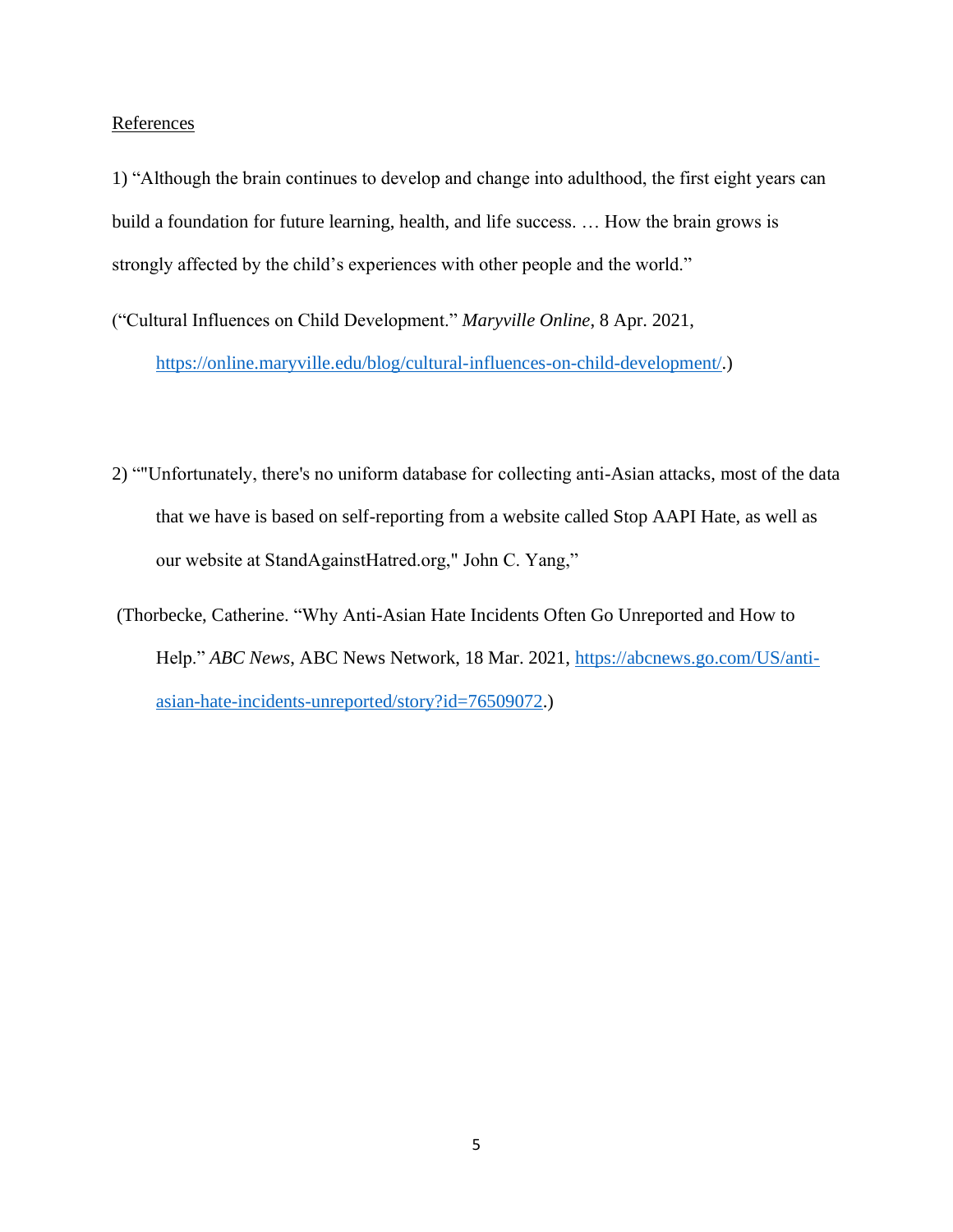References

1) “Although the brain continues to develop and change into adulthood, the first eight years can build a foundation for future learning, health, and life success. … How the brain grows is strongly affected by the child’s experiences with other people and the world.”

(“Cultural Influences on Child Development.” *Maryville Online*, 8 Apr. 2021, https://online.maryville.edu/blog/cultural-influences-on-child-development/.)

2) “"Unfortunately, there's no uniform database for collecting anti-Asian attacks, most of the data that we have is based on self-reporting from a website called Stop AAPI Hate, as well as our website at StandAgainstHatred.org," John C. Yang,”

(Thorbecke, Catherine. “Why Anti-Asian Hate Incidents Often Go Unreported and How to Help.” *ABC News*, ABC News Network, 18 Mar. 2021, https://abcnews.go.com/US/anti-asian-hate-incidents-unreported/story?id=76509072.)